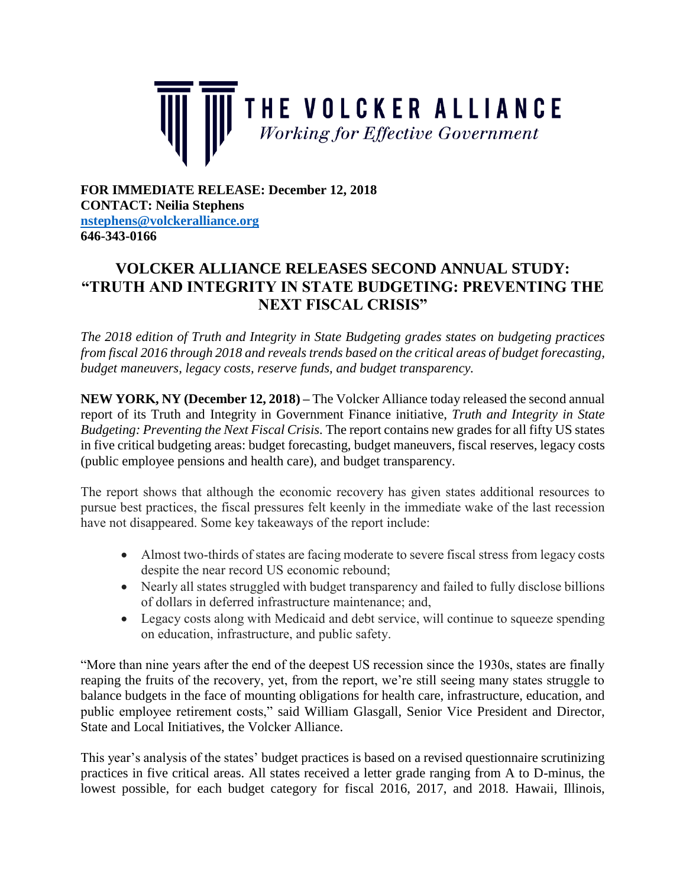THE VOLCKER ALLIANCE

*Working for Effective Government*

**FOR IMMEDIATE RELEASE: December 12, 2018**
**CONTACT: Neilia Stephens**
**nstephens@volckeralliance.org**
**646-343-0166**

# VOLCKER ALLIANCE RELEASES SECOND ANNUAL STUDY: "TRUTH AND INTEGRITY IN STATE BUDGETING: PREVENTING THE NEXT FISCAL CRISIS"

*The 2018 edition of Truth and Integrity in State Budgeting grades states on budgeting practices from fiscal 2016 through 2018 and reveals trends based on the critical areas of budget forecasting, budget maneuvers, legacy costs, reserve funds, and budget transparency.*

**NEW YORK, NY (December 12, 2018) –** The Volcker Alliance today released the second annual report of its Truth and Integrity in Government Finance initiative, *Truth and Integrity in State Budgeting: Preventing the Next Fiscal Crisis*. The report contains new grades for all fifty US states in five critical budgeting areas: budget forecasting, budget maneuvers, fiscal reserves, legacy costs (public employee pensions and health care), and budget transparency.

The report shows that although the economic recovery has given states additional resources to pursue best practices, the fiscal pressures felt keenly in the immediate wake of the last recession have not disappeared. Some key takeaways of the report include:

- Almost two-thirds of states are facing moderate to severe fiscal stress from legacy costs despite the near record US economic rebound;
- Nearly all states struggled with budget transparency and failed to fully disclose billions of dollars in deferred infrastructure maintenance; and,
- Legacy costs along with Medicaid and debt service, will continue to squeeze spending on education, infrastructure, and public safety.

"More than nine years after the end of the deepest US recession since the 1930s, states are finally reaping the fruits of the recovery, yet, from the report, we're still seeing many states struggle to balance budgets in the face of mounting obligations for health care, infrastructure, education, and public employee retirement costs," said William Glasgall, Senior Vice President and Director, State and Local Initiatives, the Volcker Alliance.

This year's analysis of the states' budget practices is based on a revised questionnaire scrutinizing practices in five critical areas. All states received a letter grade ranging from A to D-minus, the lowest possible, for each budget category for fiscal 2016, 2017, and 2018. Hawaii, Illinois,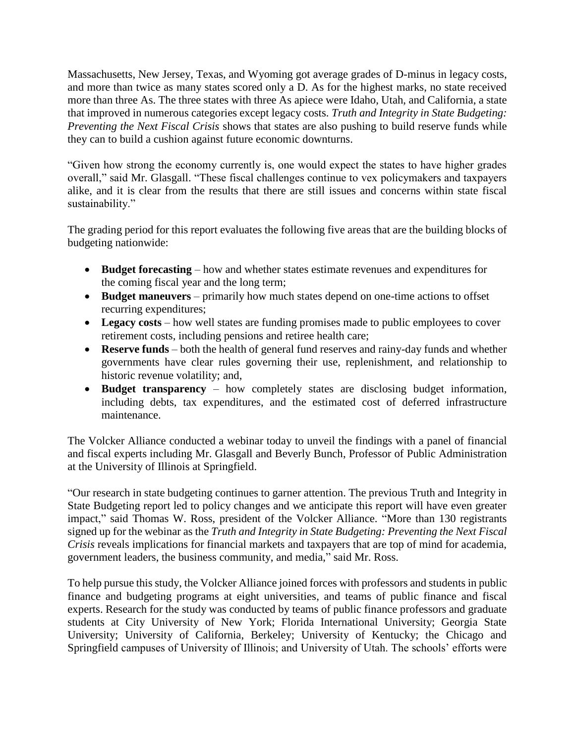Massachusetts, New Jersey, Texas, and Wyoming got average grades of D-minus in legacy costs, and more than twice as many states scored only a D. As for the highest marks, no state received more than three As. The three states with three As apiece were Idaho, Utah, and California, a state that improved in numerous categories except legacy costs. *Truth and Integrity in State Budgeting: Preventing the Next Fiscal Crisis* shows that states are also pushing to build reserve funds while they can to build a cushion against future economic downturns.

"Given how strong the economy currently is, one would expect the states to have higher grades overall," said Mr. Glasgall. "These fiscal challenges continue to vex policymakers and taxpayers alike, and it is clear from the results that there are still issues and concerns within state fiscal sustainability."

The grading period for this report evaluates the following five areas that are the building blocks of budgeting nationwide:

- **Budget forecasting** – how and whether states estimate revenues and expenditures for the coming fiscal year and the long term;
- **Budget maneuvers** – primarily how much states depend on one-time actions to offset recurring expenditures;
- **Legacy costs** – how well states are funding promises made to public employees to cover retirement costs, including pensions and retiree health care;
- **Reserve funds** – both the health of general fund reserves and rainy-day funds and whether governments have clear rules governing their use, replenishment, and relationship to historic revenue volatility; and,
- **Budget transparency** – how completely states are disclosing budget information, including debts, tax expenditures, and the estimated cost of deferred infrastructure maintenance.

The Volcker Alliance conducted a webinar today to unveil the findings with a panel of financial and fiscal experts including Mr. Glasgall and Beverly Bunch, Professor of Public Administration at the University of Illinois at Springfield.

"Our research in state budgeting continues to garner attention. The previous Truth and Integrity in State Budgeting report led to policy changes and we anticipate this report will have even greater impact," said Thomas W. Ross, president of the Volcker Alliance. "More than 130 registrants signed up for the webinar as the *Truth and Integrity in State Budgeting: Preventing the Next Fiscal Crisis* reveals implications for financial markets and taxpayers that are top of mind for academia, government leaders, the business community, and media," said Mr. Ross.

To help pursue this study, the Volcker Alliance joined forces with professors and students in public finance and budgeting programs at eight universities, and teams of public finance and fiscal experts. Research for the study was conducted by teams of public finance professors and graduate students at City University of New York; Florida International University; Georgia State University; University of California, Berkeley; University of Kentucky; the Chicago and Springfield campuses of University of Illinois; and University of Utah. The schools' efforts were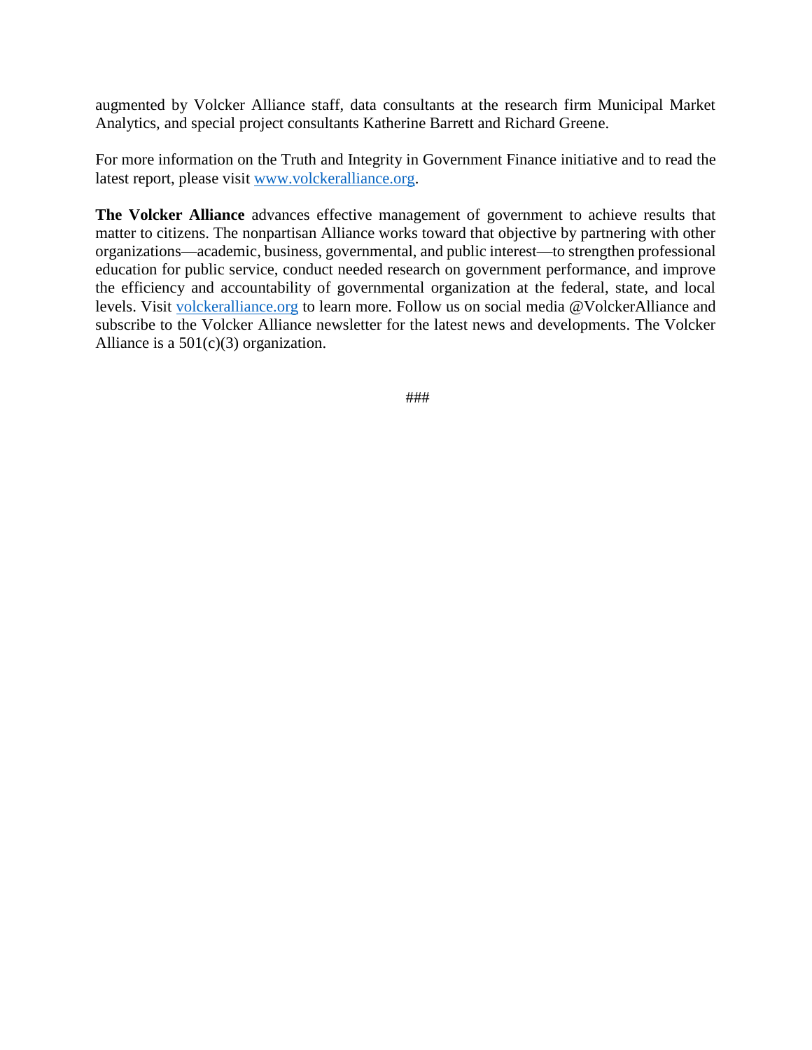augmented by Volcker Alliance staff, data consultants at the research firm Municipal Market Analytics, and special project consultants Katherine Barrett and Richard Greene.

For more information on the Truth and Integrity in Government Finance initiative and to read the latest report, please visit [www.volckeralliance.org](http://www.volckeralliance.org).

**The Volcker Alliance** advances effective management of government to achieve results that matter to citizens. The nonpartisan Alliance works toward that objective by partnering with other organizations—academic, business, governmental, and public interest—to strengthen professional education for public service, conduct needed research on government performance, and improve the efficiency and accountability of governmental organization at the federal, state, and local levels. Visit [volckeralliance.org](http://volckeralliance.org) to learn more. Follow us on social media @VolckerAlliance and subscribe to the Volcker Alliance newsletter for the latest news and developments. The Volcker Alliance is a 501(c)(3) organization.

###